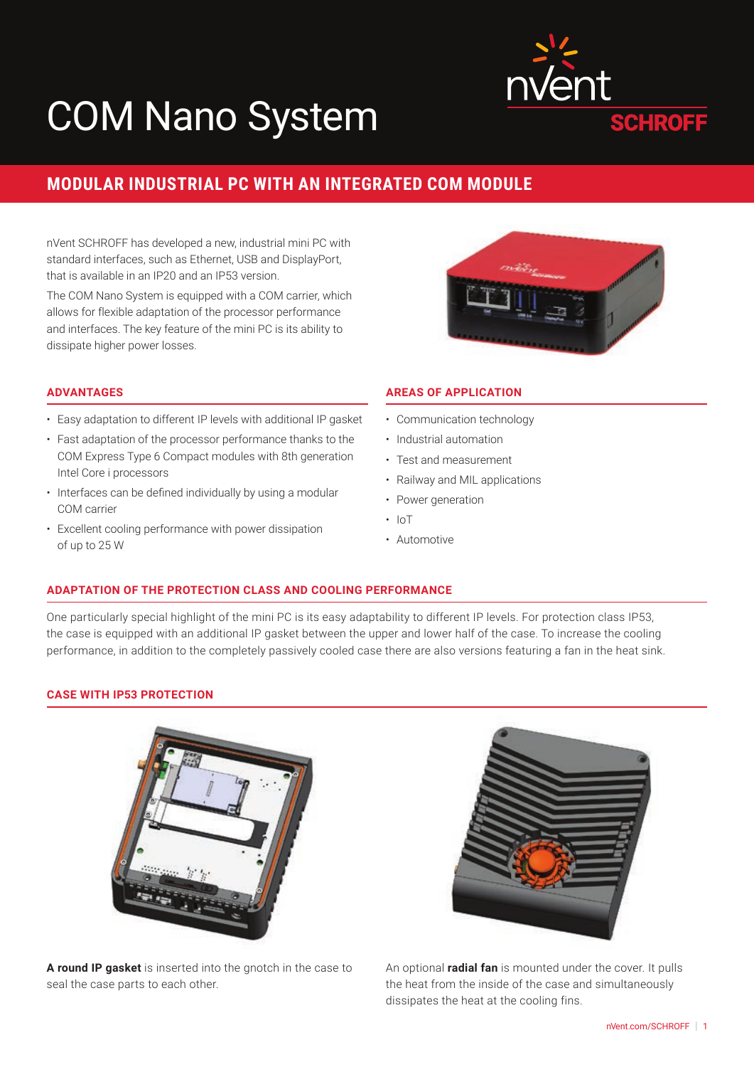# COM Nano System

## MODULAR INDUSTRIAL PC WITH AN INTEGRATED COM MODULE

nVent SCHROFF has developed a new, industrial mini PC with standard interfaces, such as Ethernet, USB and DisplayPort, that is available in an IP20 and an IP53 version.

The COM Nano System is equipped with a COM carrier, which allows for flexible adaptation of the processor performance and interfaces. The key feature of the mini PC is its ability to dissipate higher power losses.

### ADVANTAGES

- Easy adaptation to different IP levels with additional IP gasket
- Fast adaptation of the processor performance thanks to the COM Express Type 6 Compact modules with 8th generation Intel Core i processors
- Interfaces can be defined individually by using a modular COM carrier
- Excellent cooling performance with power dissipation of up to 25 W

### AREAS OF APPLICATION

- Communication technology
- Industrial automation
- Test and measurement
- Railway and MIL applications
- Power generation
- IoT
- Automotive

### ADAPTATION OF THE PROTECTION CLASS AND COOLING PERFORMANCE

One particularly special highlight of the mini PC is its easy adaptability to different IP levels. For protection class IP53, the case is equipped with an additional IP gasket between the upper and lower half of the case. To increase the cooling performance, in addition to the completely passively cooled case there are also versions featuring a fan in the heat sink.

### CASE WITH IP53 PROTECTION

**A round IP gasket** is inserted into the gnotch in the case to seal the case parts to each other.

An optional **radial fan** is mounted under the cover. It pulls the heat from the inside of the case and simultaneously dissipates the heat at the cooling fins.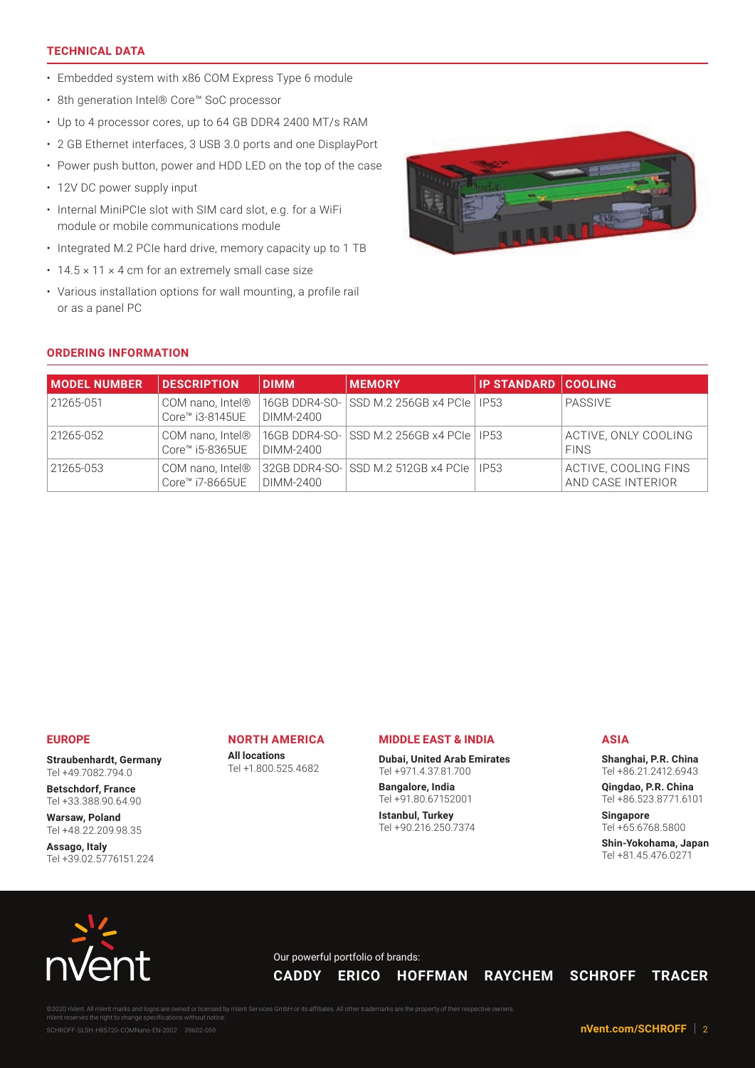## TECHNICAL DATA

- Embedded system with x86 COM Express Type 6 module
- 8th generation Intel® Core™ SoC processor
- Up to 4 processor cores, up to 64 GB DDR4 2400 MT/s RAM
- 2 GB Ethernet interfaces, 3 USB 3.0 ports and one DisplayPort
- Power push button, power and HDD LED on the top of the case
- 12V DC power supply input
- Internal MiniPCIe slot with SIM card slot, e.g. for a WiFi module or mobile communications module
- Integrated M.2 PCIe hard drive, memory capacity up to 1 TB
- 14.5 × 11 × 4 cm for an extremely small case size
- Various installation options for wall mounting, a profile rail or as a panel PC

## ORDERING INFORMATION

| MODEL NUMBER | DESCRIPTION | DIMM | MEMORY | IP STANDARD | COOLING |
|---|---|---|---|---|---|
| 21265-051 | COM nano, Intel® Core™ i3-8145UE | 16GB DDR4-SO-DIMM-2400 | SSD M.2 256GB x4 PCIe | IP53 | PASSIVE |
| 21265-052 | COM nano, Intel® Core™ i5-8365UE | 16GB DDR4-SO-DIMM-2400 | SSD M.2 256GB x4 PCIe | IP53 | ACTIVE, ONLY COOLING FINS |
| 21265-053 | COM nano, Intel® Core™ i7-8665UE | 32GB DDR4-SO-DIMM-2400 | SSD M.2 512GB x4 PCIe | IP53 | ACTIVE, COOLING FINS AND CASE INTERIOR |

### EUROPE

**Straubenhardt, Germany**
Tel +49.7082.794.0

**Betschdorf, France**
Tel +33.388.90.64.90

**Warsaw, Poland**
Tel +48.22.209.98.35

**Assago, Italy**
Tel +39.02.5776151.224

### NORTH AMERICA

**All locations**
Tel +1.800.525.4682

### MIDDLE EAST & INDIA

**Dubai, United Arab Emirates**
Tel +971.4.37.81.700

**Bangalore, India**
Tel +91.80.67152001

**Istanbul, Turkey**
Tel +90.216.250.7374

### ASIA

**Shanghai, P.R. China**
Tel +86.21.2412.6943

**Qingdao, P.R. China**
Tel +86.523.8771.6101

**Singapore**
Tel +65.6768.5800

**Shin-Yokohama, Japan**
Tel +81.45.476.0271

nVent

Our powerful portfolio of brands:
**CADDY ERICO HOFFMAN RAYCHEM SCHROFF TRACER**

©2020 nVent. All nVent marks and logos are owned or licensed by nVent Services GmbH or its affiliates. All other trademarks are the property of their respective owners.
nVent reserves the right to change specifications without notice.

SCHROFF-SLSH-H85720-COMNano-EN-2002 39602-059

**nVent.com/SCHROFF**